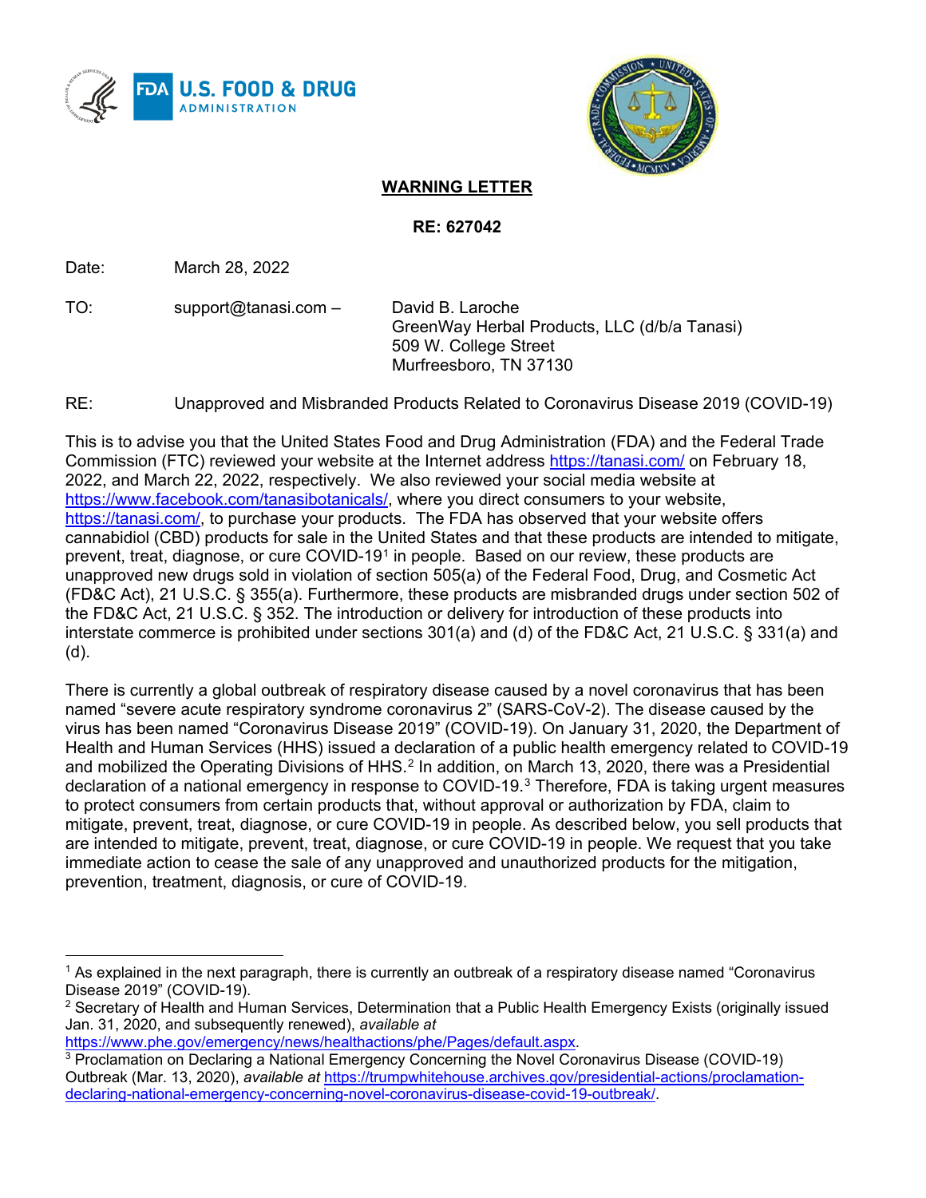# WARNING LETTER

**RE: 627042**

Date: March 28, 2022

TO: support@tanasi.com – David B. Laroche
GreenWay Herbal Products, LLC (d/b/a Tanasi)
509 W. College Street
Murfreesboro, TN 37130

RE: Unapproved and Misbranded Products Related to Coronavirus Disease 2019 (COVID-19)

This is to advise you that the United States Food and Drug Administration (FDA) and the Federal Trade Commission (FTC) reviewed your website at the Internet address https://tanasi.com/ on February 18, 2022, and March 22, 2022, respectively. We also reviewed your social media website at https://www.facebook.com/tanasibotanicals/, where you direct consumers to your website, https://tanasi.com/, to purchase your products. The FDA has observed that your website offers cannabidiol (CBD) products for sale in the United States and that these products are intended to mitigate, prevent, treat, diagnose, or cure COVID-19[1] in people. Based on our review, these products are unapproved new drugs sold in violation of section 505(a) of the Federal Food, Drug, and Cosmetic Act (FD&C Act), 21 U.S.C. § 355(a). Furthermore, these products are misbranded drugs under section 502 of the FD&C Act, 21 U.S.C. § 352. The introduction or delivery for introduction of these products into interstate commerce is prohibited under sections 301(a) and (d) of the FD&C Act, 21 U.S.C. § 331(a) and (d).

There is currently a global outbreak of respiratory disease caused by a novel coronavirus that has been named "severe acute respiratory syndrome coronavirus 2" (SARS-CoV-2). The disease caused by the virus has been named "Coronavirus Disease 2019" (COVID-19). On January 31, 2020, the Department of Health and Human Services (HHS) issued a declaration of a public health emergency related to COVID-19 and mobilized the Operating Divisions of HHS.[2] In addition, on March 13, 2020, there was a Presidential declaration of a national emergency in response to COVID-19.[3] Therefore, FDA is taking urgent measures to protect consumers from certain products that, without approval or authorization by FDA, claim to mitigate, prevent, treat, diagnose, or cure COVID-19 in people. As described below, you sell products that are intended to mitigate, prevent, treat, diagnose, or cure COVID-19 in people. We request that you take immediate action to cease the sale of any unapproved and unauthorized products for the mitigation, prevention, treatment, diagnosis, or cure of COVID-19.

---

[1] As explained in the next paragraph, there is currently an outbreak of a respiratory disease named "Coronavirus Disease 2019" (COVID-19).

[2] Secretary of Health and Human Services, Determination that a Public Health Emergency Exists (originally issued Jan. 31, 2020, and subsequently renewed), *available at* https://www.phe.gov/emergency/news/healthactions/phe/Pages/default.aspx.

[3] Proclamation on Declaring a National Emergency Concerning the Novel Coronavirus Disease (COVID-19) Outbreak (Mar. 13, 2020), *available at* https://trumpwhitehouse.archives.gov/presidential-actions/proclamation-declaring-national-emergency-concerning-novel-coronavirus-disease-covid-19-outbreak/.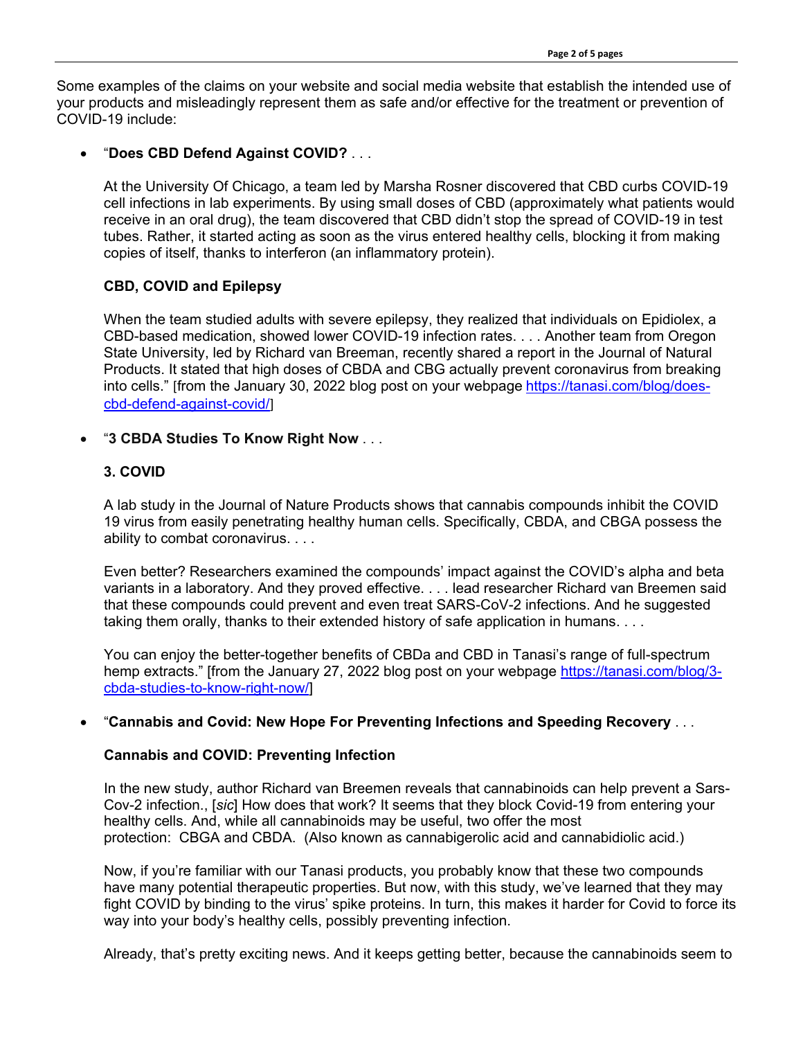Some examples of the claims on your website and social media website that establish the intended use of your products and misleadingly represent them as safe and/or effective for the treatment or prevention of COVID-19 include:

- "**Does CBD Defend Against COVID?** . . .

  At the University Of Chicago, a team led by Marsha Rosner discovered that CBD curbs COVID-19 cell infections in lab experiments. By using small doses of CBD (approximately what patients would receive in an oral drug), the team discovered that CBD didn't stop the spread of COVID-19 in test tubes. Rather, it started acting as soon as the virus entered healthy cells, blocking it from making copies of itself, thanks to interferon (an inflammatory protein).

  **CBD, COVID and Epilepsy**

  When the team studied adults with severe epilepsy, they realized that individuals on Epidiolex, a CBD-based medication, showed lower COVID-19 infection rates. . . . Another team from Oregon State University, led by Richard van Breeman, recently shared a report in the Journal of Natural Products. It stated that high doses of CBDA and CBG actually prevent coronavirus from breaking into cells." [from the January 30, 2022 blog post on your webpage https://tanasi.com/blog/does-cbd-defend-against-covid/]

- "**3 CBDA Studies To Know Right Now** . . .

  **3. COVID**

  A lab study in the Journal of Nature Products shows that cannabis compounds inhibit the COVID 19 virus from easily penetrating healthy human cells. Specifically, CBDA, and CBGA possess the ability to combat coronavirus. . . .

  Even better? Researchers examined the compounds' impact against the COVID's alpha and beta variants in a laboratory. And they proved effective. . . . lead researcher Richard van Breemen said that these compounds could prevent and even treat SARS-CoV-2 infections. And he suggested taking them orally, thanks to their extended history of safe application in humans. . . .

  You can enjoy the better-together benefits of CBDa and CBD in Tanasi's range of full-spectrum hemp extracts." [from the January 27, 2022 blog post on your webpage https://tanasi.com/blog/3-cbda-studies-to-know-right-now/]

- "**Cannabis and Covid: New Hope For Preventing Infections and Speeding Recovery** . . .

  **Cannabis and COVID: Preventing Infection**

  In the new study, author Richard van Breemen reveals that cannabinoids can help prevent a Sars-Cov-2 infection., [*sic*] How does that work? It seems that they block Covid-19 from entering your healthy cells. And, while all cannabinoids may be useful, two offer the most protection: CBGA and CBDA. (Also known as cannabigerolic acid and cannabidiolic acid.)

  Now, if you're familiar with our Tanasi products, you probably know that these two compounds have many potential therapeutic properties. But now, with this study, we've learned that they may fight COVID by binding to the virus' spike proteins. In turn, this makes it harder for Covid to force its way into your body's healthy cells, possibly preventing infection.

  Already, that's pretty exciting news. And it keeps getting better, because the cannabinoids seem to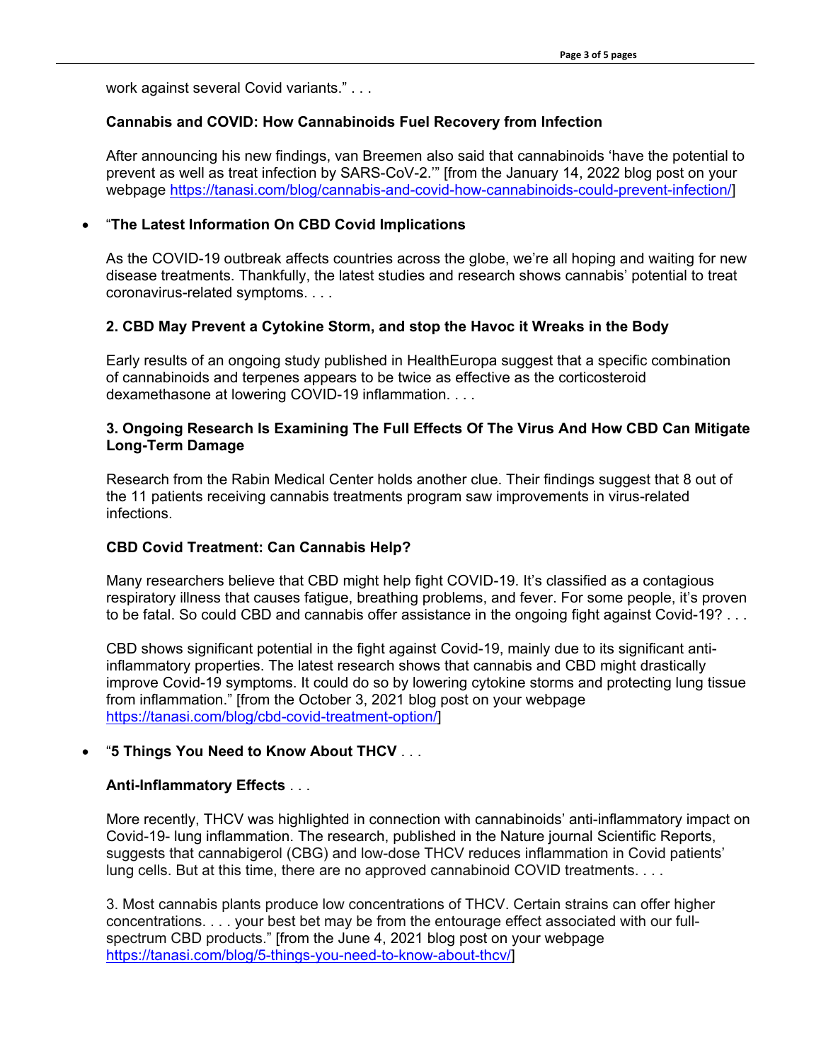work against several Covid variants." . . .

**Cannabis and COVID: How Cannabinoids Fuel Recovery from Infection**

After announcing his new findings, van Breemen also said that cannabinoids 'have the potential to prevent as well as treat infection by SARS-CoV-2.'" [from the January 14, 2022 blog post on your webpage https://tanasi.com/blog/cannabis-and-covid-how-cannabinoids-could-prevent-infection/]

- "**The Latest Information On CBD Covid Implications**

  As the COVID-19 outbreak affects countries across the globe, we're all hoping and waiting for new disease treatments. Thankfully, the latest studies and research shows cannabis' potential to treat coronavirus-related symptoms. . . .

  **2. CBD May Prevent a Cytokine Storm, and stop the Havoc it Wreaks in the Body**

  Early results of an ongoing study published in HealthEuropa suggest that a specific combination of cannabinoids and terpenes appears to be twice as effective as the corticosteroid dexamethasone at lowering COVID-19 inflammation. . . .

  **3. Ongoing Research Is Examining The Full Effects Of The Virus And How CBD Can Mitigate Long-Term Damage**

  Research from the Rabin Medical Center holds another clue. Their findings suggest that 8 out of the 11 patients receiving cannabis treatments program saw improvements in virus-related infections.

  **CBD Covid Treatment: Can Cannabis Help?**

  Many researchers believe that CBD might help fight COVID-19. It's classified as a contagious respiratory illness that causes fatigue, breathing problems, and fever. For some people, it's proven to be fatal. So could CBD and cannabis offer assistance in the ongoing fight against Covid-19? . . .

  CBD shows significant potential in the fight against Covid-19, mainly due to its significant anti-inflammatory properties. The latest research shows that cannabis and CBD might drastically improve Covid-19 symptoms. It could do so by lowering cytokine storms and protecting lung tissue from inflammation." [from the October 3, 2021 blog post on your webpage https://tanasi.com/blog/cbd-covid-treatment-option/]

- "**5 Things You Need to Know About THCV** . . .

  **Anti-Inflammatory Effects** . . .

  More recently, THCV was highlighted in connection with cannabinoids' anti-inflammatory impact on Covid-19- lung inflammation. The research, published in the Nature journal Scientific Reports, suggests that cannabigerol (CBG) and low-dose THCV reduces inflammation in Covid patients' lung cells. But at this time, there are no approved cannabinoid COVID treatments. . . .

  3. Most cannabis plants produce low concentrations of THCV. Certain strains can offer higher concentrations. . . . your best bet may be from the entourage effect associated with our full-spectrum CBD products." [from the June 4, 2021 blog post on your webpage https://tanasi.com/blog/5-things-you-need-to-know-about-thcv/]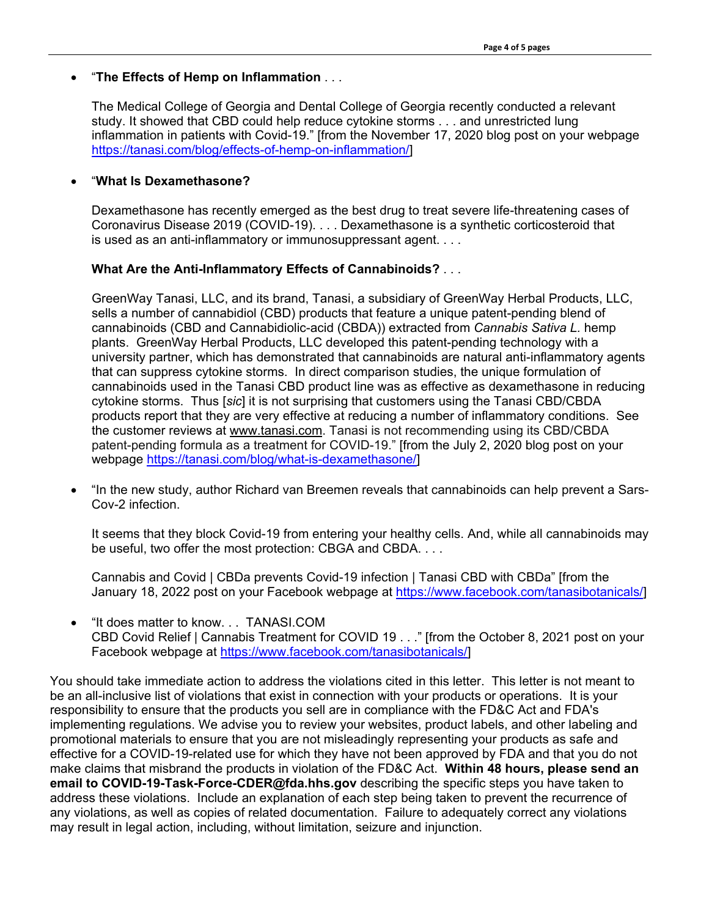- "**The Effects of Hemp on Inflammation** . . .

  The Medical College of Georgia and Dental College of Georgia recently conducted a relevant study. It showed that CBD could help reduce cytokine storms . . . and unrestricted lung inflammation in patients with Covid-19." [from the November 17, 2020 blog post on your webpage https://tanasi.com/blog/effects-of-hemp-on-inflammation/]

- "**What Is Dexamethasone?**

  Dexamethasone has recently emerged as the best drug to treat severe life-threatening cases of Coronavirus Disease 2019 (COVID-19). . . . Dexamethasone is a synthetic corticosteroid that is used as an anti-inflammatory or immunosuppressant agent. . . .

  **What Are the Anti-Inflammatory Effects of Cannabinoids?** . . .

  GreenWay Tanasi, LLC, and its brand, Tanasi, a subsidiary of GreenWay Herbal Products, LLC, sells a number of cannabidiol (CBD) products that feature a unique patent-pending blend of cannabinoids (CBD and Cannabidiolic-acid (CBDA)) extracted from *Cannabis Sativa L.* hemp plants. GreenWay Herbal Products, LLC developed this patent-pending technology with a university partner, which has demonstrated that cannabinoids are natural anti-inflammatory agents that can suppress cytokine storms. In direct comparison studies, the unique formulation of cannabinoids used in the Tanasi CBD product line was as effective as dexamethasone in reducing cytokine storms. Thus [*sic*] it is not surprising that customers using the Tanasi CBD/CBDA products report that they are very effective at reducing a number of inflammatory conditions. See the customer reviews at www.tanasi.com. Tanasi is not recommending using its CBD/CBDA patent-pending formula as a treatment for COVID-19." [from the July 2, 2020 blog post on your webpage https://tanasi.com/blog/what-is-dexamethasone/]

- "In the new study, author Richard van Breemen reveals that cannabinoids can help prevent a Sars-Cov-2 infection.

  It seems that they block Covid-19 from entering your healthy cells. And, while all cannabinoids may be useful, two offer the most protection: CBGA and CBDA. . . .

  Cannabis and Covid | CBDa prevents Covid-19 infection | Tanasi CBD with CBDa" [from the January 18, 2022 post on your Facebook webpage at https://www.facebook.com/tanasibotanicals/]

- "It does matter to know. . . TANASI.COM
  CBD Covid Relief | Cannabis Treatment for COVID 19 . . ." [from the October 8, 2021 post on your Facebook webpage at https://www.facebook.com/tanasibotanicals/]

You should take immediate action to address the violations cited in this letter. This letter is not meant to be an all-inclusive list of violations that exist in connection with your products or operations. It is your responsibility to ensure that the products you sell are in compliance with the FD&C Act and FDA's implementing regulations. We advise you to review your websites, product labels, and other labeling and promotional materials to ensure that you are not misleadingly representing your products as safe and effective for a COVID-19-related use for which they have not been approved by FDA and that you do not make claims that misbrand the products in violation of the FD&C Act. **Within 48 hours, please send an email to COVID-19-Task-Force-CDER@fda.hhs.gov** describing the specific steps you have taken to address these violations. Include an explanation of each step being taken to prevent the recurrence of any violations, as well as copies of related documentation. Failure to adequately correct any violations may result in legal action, including, without limitation, seizure and injunction.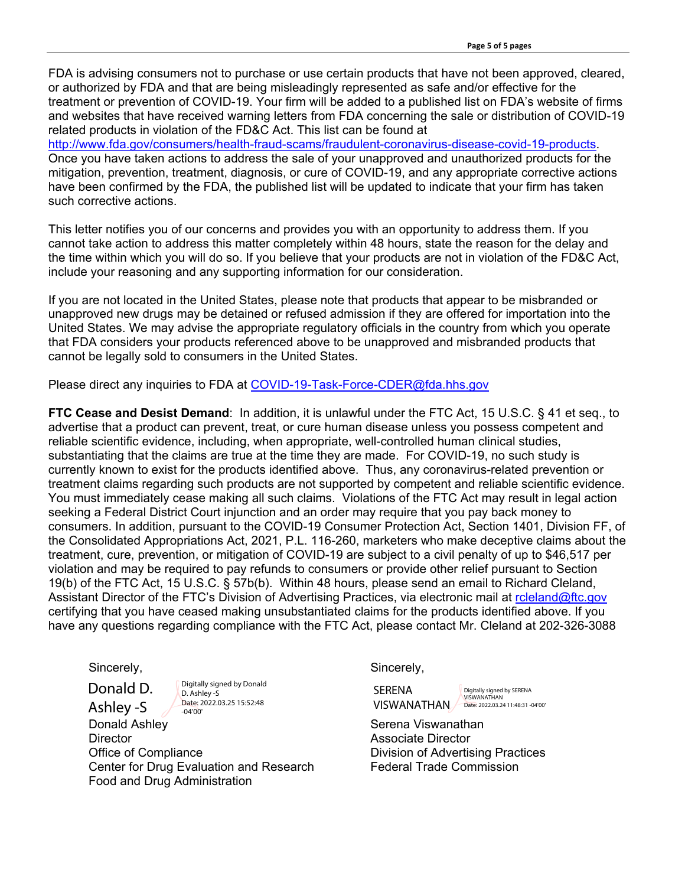FDA is advising consumers not to purchase or use certain products that have not been approved, cleared, or authorized by FDA and that are being misleadingly represented as safe and/or effective for the treatment or prevention of COVID-19. Your firm will be added to a published list on FDA's website of firms and websites that have received warning letters from FDA concerning the sale or distribution of COVID-19 related products in violation of the FD&C Act. This list can be found at http://www.fda.gov/consumers/health-fraud-scams/fraudulent-coronavirus-disease-covid-19-products. Once you have taken actions to address the sale of your unapproved and unauthorized products for the mitigation, prevention, treatment, diagnosis, or cure of COVID-19, and any appropriate corrective actions have been confirmed by the FDA, the published list will be updated to indicate that your firm has taken such corrective actions.

This letter notifies you of our concerns and provides you with an opportunity to address them. If you cannot take action to address this matter completely within 48 hours, state the reason for the delay and the time within which you will do so. If you believe that your products are not in violation of the FD&C Act, include your reasoning and any supporting information for our consideration.

If you are not located in the United States, please note that products that appear to be misbranded or unapproved new drugs may be detained or refused admission if they are offered for importation into the United States. We may advise the appropriate regulatory officials in the country from which you operate that FDA considers your products referenced above to be unapproved and misbranded products that cannot be legally sold to consumers in the United States.

Please direct any inquiries to FDA at COVID-19-Task-Force-CDER@fda.hhs.gov

**FTC Cease and Desist Demand**: In addition, it is unlawful under the FTC Act, 15 U.S.C. § 41 et seq., to advertise that a product can prevent, treat, or cure human disease unless you possess competent and reliable scientific evidence, including, when appropriate, well-controlled human clinical studies, substantiating that the claims are true at the time they are made. For COVID-19, no such study is currently known to exist for the products identified above. Thus, any coronavirus-related prevention or treatment claims regarding such products are not supported by competent and reliable scientific evidence. You must immediately cease making all such claims. Violations of the FTC Act may result in legal action seeking a Federal District Court injunction and an order may require that you pay back money to consumers. In addition, pursuant to the COVID-19 Consumer Protection Act, Section 1401, Division FF, of the Consolidated Appropriations Act, 2021, P.L. 116-260, marketers who make deceptive claims about the treatment, cure, prevention, or mitigation of COVID-19 are subject to a civil penalty of up to $46,517 per violation and may be required to pay refunds to consumers or provide other relief pursuant to Section 19(b) of the FTC Act, 15 U.S.C. § 57b(b). Within 48 hours, please send an email to Richard Cleland, Assistant Director of the FTC's Division of Advertising Practices, via electronic mail at rcleland@ftc.gov certifying that you have ceased making unsubstantiated claims for the products identified above. If you have any questions regarding compliance with the FTC Act, please contact Mr. Cleland at 202-326-3088

Sincerely,

Donald D. Ashley -S
Digitally signed by Donald D. Ashley -S
Date: 2022.03.25 15:52:48 -04'00'

Donald Ashley
Director
Office of Compliance
Center for Drug Evaluation and Research
Food and Drug Administration

Sincerely,

SERENA VISWANATHAN
Digitally signed by SERENA VISWANATHAN
Date: 2022.03.24 11:48:31 -04'00'

Serena Viswanathan
Associate Director
Division of Advertising Practices
Federal Trade Commission